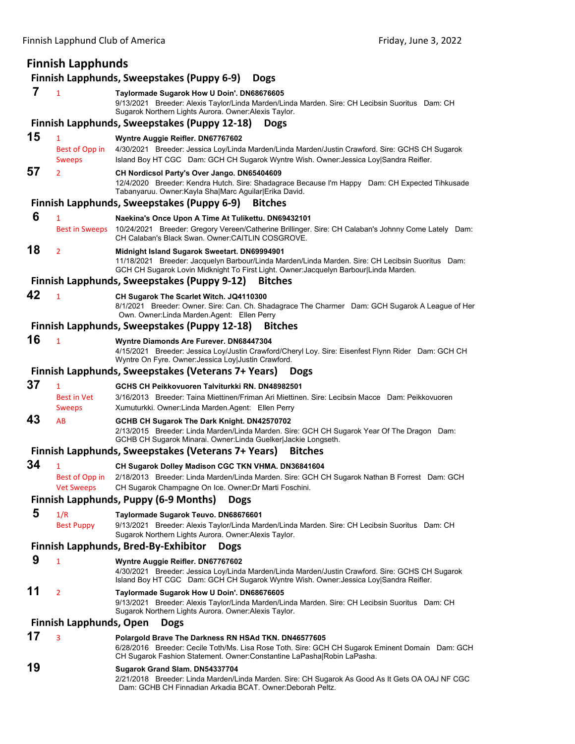## Finnish Lapphunds

### Finnish Lapphunds, Sweepstakes (Puppy 6-9) Dogs

**7** 1 **Taylormade Sugarok How U Doin'. DN68676605**
9/13/2021 Breeder: Alexis Taylor/Linda Marden/Linda Marden. Sire: CH Lecibsin Suoritus Dam: CH Sugarok Northern Lights Aurora. Owner:Alexis Taylor.

### Finnish Lapphunds, Sweepstakes (Puppy 12-18) Dogs

**15** 1 Best of Opp in Sweeps **Wyntre Auggie Reifler. DN67767602**
4/30/2021 Breeder: Jessica Loy/Linda Marden/Linda Marden/Justin Crawford. Sire: GCHS CH Sugarok Island Boy HT CGC Dam: GCH CH Sugarok Wyntre Wish. Owner:Jessica Loy|Sandra Reifler.

**57** 2 **CH Nordicsol Party's Over Jango. DN65404609**
12/4/2020 Breeder: Kendra Hutch. Sire: Shadagrace Because I'm Happy Dam: CH Expected Tihkusade Tabanyaruu. Owner:Kayla Sha|Marc Aguilar|Erika David.

### Finnish Lapphunds, Sweepstakes (Puppy 6-9) Bitches

**6** 1 Best in Sweeps **Naekina's Once Upon A Time At Tulikettu. DN69432101**
10/24/2021 Breeder: Gregory Vereen/Catherine Brillinger. Sire: CH Calaban's Johnny Come Lately Dam: CH Calaban's Black Swan. Owner:CAITLIN COSGROVE.

**18** 2 **Midnight Island Sugarok Sweetart. DN69994901**
11/18/2021 Breeder: Jacquelyn Barbour/Linda Marden/Linda Marden. Sire: CH Lecibsin Suoritus Dam: GCH CH Sugarok Lovin Midknight To First Light. Owner:Jacquelyn Barbour|Linda Marden.

### Finnish Lapphunds, Sweepstakes (Puppy 9-12) Bitches

**42** 1 **CH Sugarok The Scarlet Witch. JQ4110300**
8/1/2021 Breeder: Owner. Sire: Can. Ch. Shadagrace The Charmer Dam: GCH Sugarok A League of Her Own. Owner:Linda Marden.Agent: Ellen Perry

### Finnish Lapphunds, Sweepstakes (Puppy 12-18) Bitches

**16** 1 **Wyntre Diamonds Are Furever. DN68447304**
4/15/2021 Breeder: Jessica Loy/Justin Crawford/Cheryl Loy. Sire: Eisenfest Flynn Rider Dam: GCH CH Wyntre On Fyre. Owner:Jessica Loy|Justin Crawford.

### Finnish Lapphunds, Sweepstakes (Veterans 7+ Years) Dogs

**37** 1 Best in Vet Sweeps **GCHS CH Peikkovuoren Talviturkki RN. DN48982501**
3/16/2013 Breeder: Taina Miettinen/Friman Ari Miettinen. Sire: Lecibsin Macce Dam: Peikkovuoren Xumuturkki. Owner:Linda Marden.Agent: Ellen Perry

**43** AB **GCHB CH Sugarok The Dark Knight. DN42570702**
2/13/2015 Breeder: Linda Marden/Linda Marden. Sire: GCH CH Sugarok Year Of The Dragon Dam: GCHB CH Sugarok Minarai. Owner:Linda Guelker|Jackie Longseth.

### Finnish Lapphunds, Sweepstakes (Veterans 7+ Years) Bitches

**34** 1 Best of Opp in Vet Sweeps **CH Sugarok Dolley Madison CGC TKN VHMA. DN36841604**
2/18/2013 Breeder: Linda Marden/Linda Marden. Sire: GCH CH Sugarok Nathan B Forrest Dam: GCH CH Sugarok Champagne On Ice. Owner:Dr Marti Foschini.

### Finnish Lapphunds, Puppy (6-9 Months) Dogs

**5** 1/R Best Puppy **Taylormade Sugarok Teuvo. DN68676601**
9/13/2021 Breeder: Alexis Taylor/Linda Marden/Linda Marden. Sire: CH Lecibsin Suoritus Dam: CH Sugarok Northern Lights Aurora. Owner:Alexis Taylor.

### Finnish Lapphunds, Bred-By-Exhibitor Dogs

**9** 1 **Wyntre Auggie Reifler. DN67767602**
4/30/2021 Breeder: Jessica Loy/Linda Marden/Linda Marden/Justin Crawford. Sire: GCHS CH Sugarok Island Boy HT CGC Dam: GCH CH Sugarok Wyntre Wish. Owner:Jessica Loy|Sandra Reifler.

**11** 2 **Taylormade Sugarok How U Doin'. DN68676605**
9/13/2021 Breeder: Alexis Taylor/Linda Marden/Linda Marden. Sire: CH Lecibsin Suoritus Dam: CH Sugarok Northern Lights Aurora. Owner:Alexis Taylor.

### Finnish Lapphunds, Open Dogs

**17** 3 **Polargold Brave The Darkness RN HSAd TKN. DN46577605**
6/28/2016 Breeder: Cecile Toth/Ms. Lisa Rose Toth. Sire: GCH CH Sugarok Eminent Domain Dam: GCH CH Sugarok Fashion Statement. Owner:Constantine LaPasha|Robin LaPasha.

**19** **Sugarok Grand Slam. DN54337704**
2/21/2018 Breeder: Linda Marden/Linda Marden. Sire: CH Sugarok As Good As It Gets OA OAJ NF CGC Dam: GCHB CH Finnadian Arkadia BCAT. Owner:Deborah Peltz.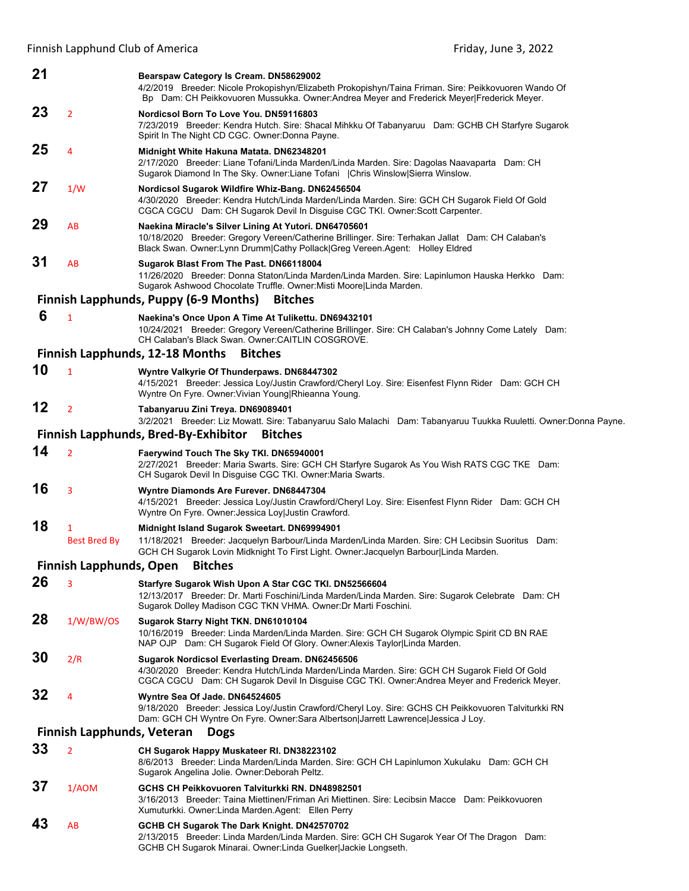**21** Bearspaw Category Is Cream. DN58629002
4/2/2019 Breeder: Nicole Prokopishyn/Elizabeth Prokopishyn/Taina Friman. Sire: Peikkovuoren Wando Of Bp Dam: CH Peikkovuoren Mussukka. Owner:Andrea Meyer and Frederick Meyer|Frederick Meyer.

**23** 2 **Nordicsol Born To Love You. DN59116803**
7/23/2019 Breeder: Kendra Hutch. Sire: Shacal Mihkku Of Tabanyaruu Dam: GCHB CH Starfyre Sugarok Spirit In The Night CD CGC. Owner:Donna Payne.

**25** 4 **Midnight White Hakuna Matata. DN62348201**
2/17/2020 Breeder: Liane Tofani/Linda Marden/Linda Marden. Sire: Dagolas Naavaparta Dam: CH Sugarok Diamond In The Sky. Owner:Liane Tofani |Chris Winslow|Sierra Winslow.

**27** 1/W **Nordicsol Sugarok Wildfire Whiz-Bang. DN62456504**
4/30/2020 Breeder: Kendra Hutch/Linda Marden/Linda Marden. Sire: GCH CH Sugarok Field Of Gold CGCA CGCU Dam: CH Sugarok Devil In Disguise CGC TKI. Owner:Scott Carpenter.

**29** AB **Naekina Miracle's Silver Lining At Yutori. DN64705601**
10/18/2020 Breeder: Gregory Vereen/Catherine Brillinger. Sire: Terhakan Jallat Dam: CH Calaban's Black Swan. Owner:Lynn Drumm|Cathy Pollack|Greg Vereen.Agent: Holley Eldred

**31** AB **Sugarok Blast From The Past. DN66118004**
11/26/2020 Breeder: Donna Staton/Linda Marden/Linda Marden. Sire: Lapinlumon Hauska Herkko Dam: Sugarok Ashwood Chocolate Truffle. Owner:Misti Moore|Linda Marden.

### Finnish Lapphunds, Puppy (6-9 Months) Bitches

**6** 1 **Naekina's Once Upon A Time At Tulikettu. DN69432101**
10/24/2021 Breeder: Gregory Vereen/Catherine Brillinger. Sire: CH Calaban's Johnny Come Lately Dam: CH Calaban's Black Swan. Owner:CAITLIN COSGROVE.

### Finnish Lapphunds, 12-18 Months Bitches

**10** 1 **Wyntre Valkyrie Of Thunderpaws. DN68447302**
4/15/2021 Breeder: Jessica Loy/Justin Crawford/Cheryl Loy. Sire: Eisenfest Flynn Rider Dam: GCH CH Wyntre On Fyre. Owner:Vivian Young|Rhieanna Young.

**12** 2 **Tabanyaruu Zini Treya. DN69089401**
3/2/2021 Breeder: Liz Mowatt. Sire: Tabanyaruu Salo Malachi Dam: Tabanyaruu Tuukka Ruuletti. Owner:Donna Payne.

### Finnish Lapphunds, Bred-By-Exhibitor Bitches

**14** 2 **Faerywind Touch The Sky TKI. DN65940001**
2/27/2021 Breeder: Maria Swarts. Sire: GCH CH Starfyre Sugarok As You Wish RATS CGC TKE Dam: CH Sugarok Devil In Disguise CGC TKI. Owner:Maria Swarts.

**16** 3 **Wyntre Diamonds Are Furever. DN68447304**
4/15/2021 Breeder: Jessica Loy/Justin Crawford/Cheryl Loy. Sire: Eisenfest Flynn Rider Dam: GCH CH Wyntre On Fyre. Owner:Jessica Loy|Justin Crawford.

**18** 1 Best Bred By **Midnight Island Sugarok Sweetart. DN69994901**
11/18/2021 Breeder: Jacquelyn Barbour/Linda Marden/Linda Marden. Sire: CH Lecibsin Suoritus Dam: GCH CH Sugarok Lovin Midknight To First Light. Owner:Jacquelyn Barbour|Linda Marden.

### Finnish Lapphunds, Open Bitches

**26** 3 **Starfyre Sugarok Wish Upon A Star CGC TKI. DN52566604**
12/13/2017 Breeder: Dr. Marti Foschini/Linda Marden/Linda Marden. Sire: Sugarok Celebrate Dam: CH Sugarok Dolley Madison CGC TKN VHMA. Owner:Dr Marti Foschini.

**28** 1/W/BW/OS **Sugarok Starry Night TKN. DN61010104**
10/16/2019 Breeder: Linda Marden/Linda Marden. Sire: GCH CH Sugarok Olympic Spirit CD BN RAE NAP OJP Dam: CH Sugarok Field Of Glory. Owner:Alexis Taylor|Linda Marden.

**30** 2/R **Sugarok Nordicsol Everlasting Dream. DN62456506**
4/30/2020 Breeder: Kendra Hutch/Linda Marden/Linda Marden. Sire: GCH CH Sugarok Field Of Gold CGCA CGCU Dam: CH Sugarok Devil In Disguise CGC TKI. Owner:Andrea Meyer and Frederick Meyer.

**32** 4 **Wyntre Sea Of Jade. DN64524605**
9/18/2020 Breeder: Jessica Loy/Justin Crawford/Cheryl Loy. Sire: GCHS CH Peikkovuoren Talviturkki RN Dam: GCH CH Wyntre On Fyre. Owner:Sara Albertson|Jarrett Lawrence|Jessica J Loy.

### Finnish Lapphunds, Veteran Dogs

**33** 2 **CH Sugarok Happy Muskateer RI. DN38223102**
8/6/2013 Breeder: Linda Marden/Linda Marden. Sire: GCH CH Lapinlumon Xukulaku Dam: GCH CH Sugarok Angelina Jolie. Owner:Deborah Peltz.

**37** 1/AOM **GCHS CH Peikkovuoren Talviturkki RN. DN48982501**
3/16/2013 Breeder: Taina Miettinen/Friman Ari Miettinen. Sire: Lecibsin Macce Dam: Peikkovuoren Xumuturkki. Owner:Linda Marden.Agent: Ellen Perry

**43** AB **GCHB CH Sugarok The Dark Knight. DN42570702**
2/13/2015 Breeder: Linda Marden/Linda Marden. Sire: GCH CH Sugarok Year Of The Dragon Dam: GCHB CH Sugarok Minarai. Owner:Linda Guelker|Jackie Longseth.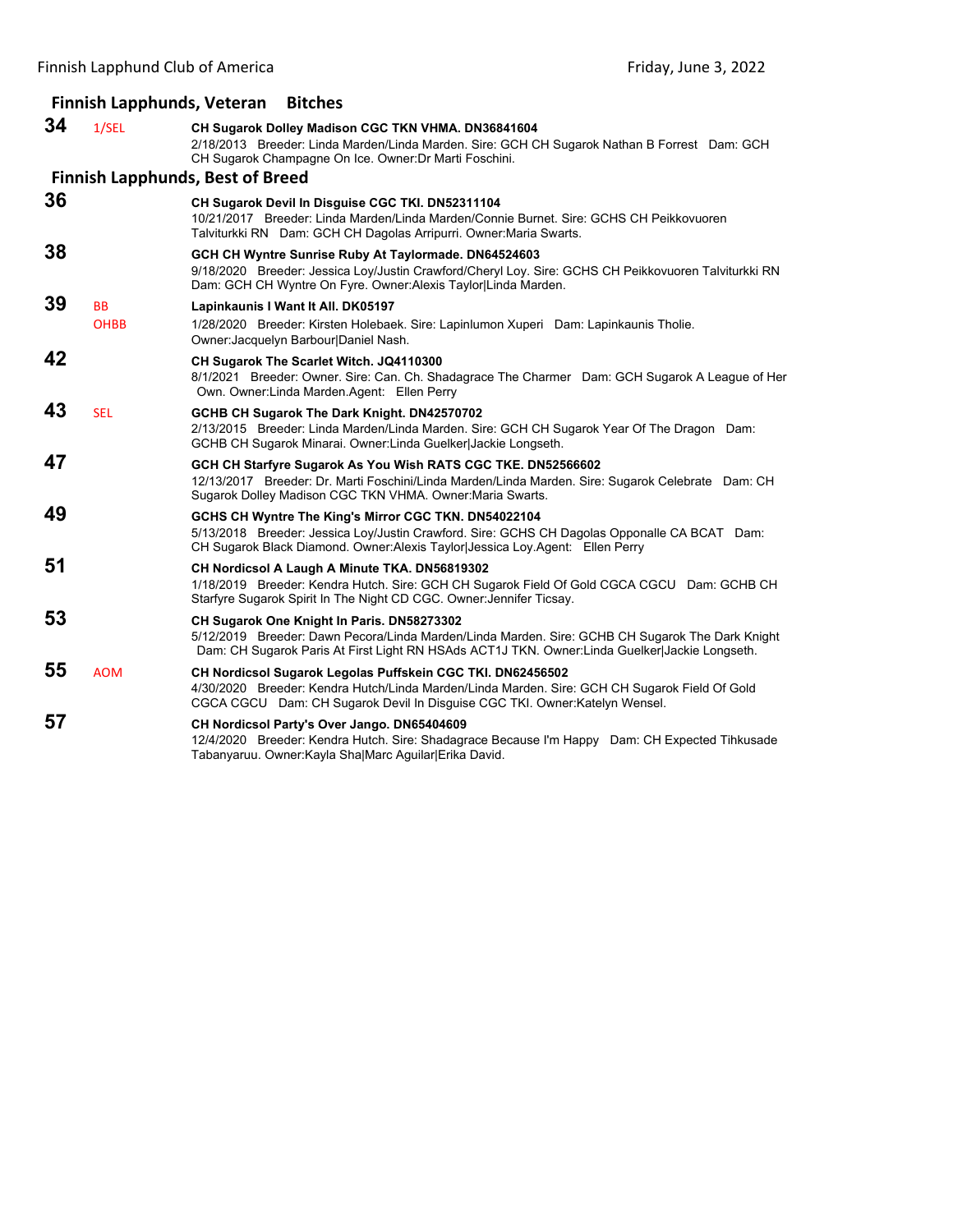## Finnish Lapphunds, Veteran Bitches

**34** 1/SEL **CH Sugarok Dolley Madison CGC TKN VHMA. DN36841604**
2/18/2013 Breeder: Linda Marden/Linda Marden. Sire: GCH CH Sugarok Nathan B Forrest Dam: GCH CH Sugarok Champagne On Ice. Owner:Dr Marti Foschini.

## Finnish Lapphunds, Best of Breed

**36** **CH Sugarok Devil In Disguise CGC TKI. DN52311104**
10/21/2017 Breeder: Linda Marden/Linda Marden/Connie Burnet. Sire: GCHS CH Peikkovuoren Talviturkki RN Dam: GCH CH Dagolas Arripurri. Owner:Maria Swarts.

**38** **GCH CH Wyntre Sunrise Ruby At Taylormade. DN64524603**
9/18/2020 Breeder: Jessica Loy/Justin Crawford/Cheryl Loy. Sire: GCHS CH Peikkovuoren Talviturkki RN Dam: GCH CH Wyntre On Fyre. Owner:Alexis Taylor|Linda Marden.

**39** BB OHBB **Lapinkaunis I Want It All. DK05197**
1/28/2020 Breeder: Kirsten Holebaek. Sire: Lapinlumon Xuperi Dam: Lapinkaunis Tholie. Owner:Jacquelyn Barbour|Daniel Nash.

**42** **CH Sugarok The Scarlet Witch. JQ4110300**
8/1/2021 Breeder: Owner. Sire: Can. Ch. Shadagrace The Charmer Dam: GCH Sugarok A League of Her Own. Owner:Linda Marden.Agent: Ellen Perry

**43** SEL **GCHB CH Sugarok The Dark Knight. DN42570702**
2/13/2015 Breeder: Linda Marden/Linda Marden. Sire: GCH CH Sugarok Year Of The Dragon Dam: GCHB CH Sugarok Minarai. Owner:Linda Guelker|Jackie Longseth.

**47** **GCH CH Starfyre Sugarok As You Wish RATS CGC TKE. DN52566602**
12/13/2017 Breeder: Dr. Marti Foschini/Linda Marden/Linda Marden. Sire: Sugarok Celebrate Dam: CH Sugarok Dolley Madison CGC TKN VHMA. Owner:Maria Swarts.

**49** **GCHS CH Wyntre The King's Mirror CGC TKN. DN54022104**
5/13/2018 Breeder: Jessica Loy/Justin Crawford. Sire: GCHS CH Dagolas Opponalle CA BCAT Dam: CH Sugarok Black Diamond. Owner:Alexis Taylor|Jessica Loy.Agent: Ellen Perry

**51** **CH Nordicsol A Laugh A Minute TKA. DN56819302**
1/18/2019 Breeder: Kendra Hutch. Sire: GCH CH Sugarok Field Of Gold CGCA CGCU Dam: GCHB CH Starfyre Sugarok Spirit In The Night CD CGC. Owner:Jennifer Ticsay.

**53** **CH Sugarok One Knight In Paris. DN58273302**
5/12/2019 Breeder: Dawn Pecora/Linda Marden/Linda Marden. Sire: GCHB CH Sugarok The Dark Knight Dam: CH Sugarok Paris At First Light RN HSAds ACT1J TKN. Owner:Linda Guelker|Jackie Longseth.

**55** AOM **CH Nordicsol Sugarok Legolas Puffskein CGC TKI. DN62456502**
4/30/2020 Breeder: Kendra Hutch/Linda Marden/Linda Marden. Sire: GCH CH Sugarok Field Of Gold CGCA CGCU Dam: CH Sugarok Devil In Disguise CGC TKI. Owner:Katelyn Wensel.

**57** **CH Nordicsol Party's Over Jango. DN65404609**
12/4/2020 Breeder: Kendra Hutch. Sire: Shadagrace Because I'm Happy Dam: CH Expected Tihkusade Tabanyaruu. Owner:Kayla Sha|Marc Aguilar|Erika David.